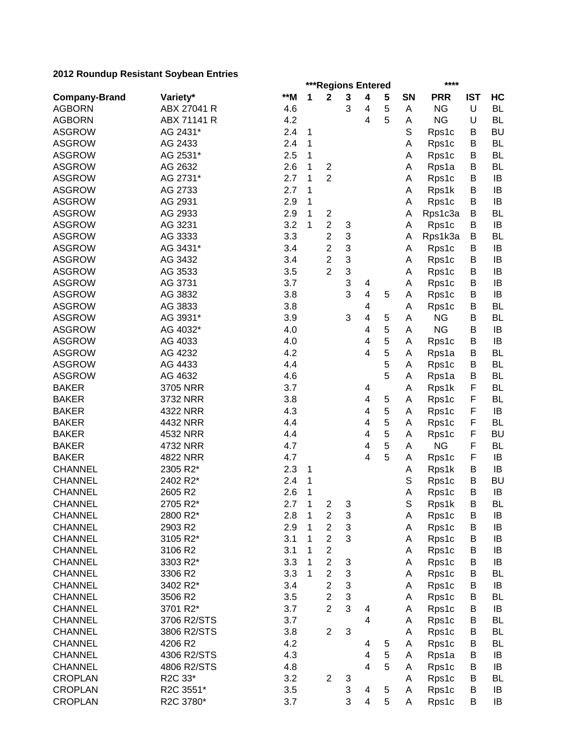**2012 Roundup Resistant Soybean Entries**

| | | | ***Regions Entered | | | | | | **** | | |
|---|---|---|---|---|---|---|---|---|---|---|---|
| **Company-Brand** | **Variety*** | ****M** | **1** | **2** | **3** | **4** | **5** | **SN** | **PRR** | **IST** | **HC** |
| AGBORN | ABX 27041 R | 4.6 | | | 3 | 4 | 5 | A | NG | U | BL |
| AGBORN | ABX 71141 R | 4.2 | | | | 4 | 5 | A | NG | U | BL |
| ASGROW | AG 2431* | 2.4 | 1 | | | | | S | Rps1c | B | BU |
| ASGROW | AG 2433 | 2.4 | 1 | | | | | A | Rps1c | B | BL |
| ASGROW | AG 2531* | 2.5 | 1 | | | | | A | Rps1c | B | BL |
| ASGROW | AG 2632 | 2.6 | 1 | 2 | | | | A | Rps1a | B | BL |
| ASGROW | AG 2731* | 2.7 | 1 | 2 | | | | A | Rps1c | B | IB |
| ASGROW | AG 2733 | 2.7 | 1 | | | | | A | Rps1k | B | IB |
| ASGROW | AG 2931 | 2.9 | 1 | | | | | A | Rps1c | B | IB |
| ASGROW | AG 2933 | 2.9 | 1 | 2 | | | | A | Rps1c3a | B | BL |
| ASGROW | AG 3231 | 3.2 | 1 | 2 | 3 | | | A | Rps1c | B | IB |
| ASGROW | AG 3333 | 3.3 | | 2 | 3 | | | A | Rps1k3a | B | BL |
| ASGROW | AG 3431* | 3.4 | | 2 | 3 | | | A | Rps1c | B | IB |
| ASGROW | AG 3432 | 3.4 | | 2 | 3 | | | A | Rps1c | B | IB |
| ASGROW | AG 3533 | 3.5 | | 2 | 3 | | | A | Rps1c | B | IB |
| ASGROW | AG 3731 | 3.7 | | | 3 | 4 | | A | Rps1c | B | IB |
| ASGROW | AG 3832 | 3.8 | | | 3 | 4 | 5 | A | Rps1c | B | IB |
| ASGROW | AG 3833 | 3.8 | | | | 4 | | A | Rps1c | B | BL |
| ASGROW | AG 3931* | 3.9 | | | 3 | 4 | 5 | A | NG | B | BL |
| ASGROW | AG 4032* | 4.0 | | | | 4 | 5 | A | NG | B | IB |
| ASGROW | AG 4033 | 4.0 | | | | 4 | 5 | A | Rps1c | B | IB |
| ASGROW | AG 4232 | 4.2 | | | | 4 | 5 | A | Rps1a | B | BL |
| ASGROW | AG 4433 | 4.4 | | | | | 5 | A | Rps1c | B | BL |
| ASGROW | AG 4632 | 4.6 | | | | | 5 | A | Rps1a | B | BL |
| BAKER | 3705 NRR | 3.7 | | | | 4 | | A | Rps1k | F | BL |
| BAKER | 3732 NRR | 3.8 | | | | 4 | 5 | A | Rps1c | F | BL |
| BAKER | 4322 NRR | 4.3 | | | | 4 | 5 | A | Rps1c | F | IB |
| BAKER | 4432 NRR | 4.4 | | | | 4 | 5 | A | Rps1c | F | BL |
| BAKER | 4532 NRR | 4.4 | | | | 4 | 5 | A | Rps1c | F | BU |
| BAKER | 4732 NRR | 4.7 | | | | 4 | 5 | A | NG | F | BL |
| BAKER | 4822 NRR | 4.7 | | | | 4 | 5 | A | Rps1c | F | IB |
| CHANNEL | 2305 R2* | 2.3 | 1 | | | | | A | Rps1k | B | IB |
| CHANNEL | 2402 R2* | 2.4 | 1 | | | | | S | Rps1c | B | BU |
| CHANNEL | 2605 R2 | 2.6 | 1 | | | | | A | Rps1c | B | IB |
| CHANNEL | 2705 R2* | 2.7 | 1 | 2 | 3 | | | S | Rps1k | B | BL |
| CHANNEL | 2800 R2* | 2.8 | 1 | 2 | 3 | | | A | Rps1c | B | IB |
| CHANNEL | 2903 R2 | 2.9 | 1 | 2 | 3 | | | A | Rps1c | B | IB |
| CHANNEL | 3105 R2* | 3.1 | 1 | 2 | 3 | | | A | Rps1c | B | IB |
| CHANNEL | 3106 R2 | 3.1 | 1 | 2 | | | | A | Rps1c | B | IB |
| CHANNEL | 3303 R2* | 3.3 | 1 | 2 | 3 | | | A | Rps1c | B | IB |
| CHANNEL | 3306 R2 | 3.3 | 1 | 2 | 3 | | | A | Rps1c | B | BL |
| CHANNEL | 3402 R2* | 3.4 | | 2 | 3 | | | A | Rps1c | B | IB |
| CHANNEL | 3506 R2 | 3.5 | | 2 | 3 | | | A | Rps1c | B | BL |
| CHANNEL | 3701 R2* | 3.7 | | 2 | 3 | 4 | | A | Rps1c | B | IB |
| CHANNEL | 3706 R2/STS | 3.7 | | | | 4 | | A | Rps1c | B | BL |
| CHANNEL | 3806 R2/STS | 3.8 | | 2 | 3 | | | A | Rps1c | B | BL |
| CHANNEL | 4206 R2 | 4.2 | | | | 4 | 5 | A | Rps1c | B | BL |
| CHANNEL | 4306 R2/STS | 4.3 | | | | 4 | 5 | A | Rps1a | B | IB |
| CHANNEL | 4806 R2/STS | 4.8 | | | | 4 | 5 | A | Rps1c | B | IB |
| CROPLAN | R2C 33* | 3.2 | | 2 | 3 | | | A | Rps1c | B | BL |
| CROPLAN | R2C 3551* | 3.5 | | | 3 | 4 | 5 | A | Rps1c | B | IB |
| CROPLAN | R2C 3780* | 3.7 | | | 3 | 4 | 5 | A | Rps1c | B | IB |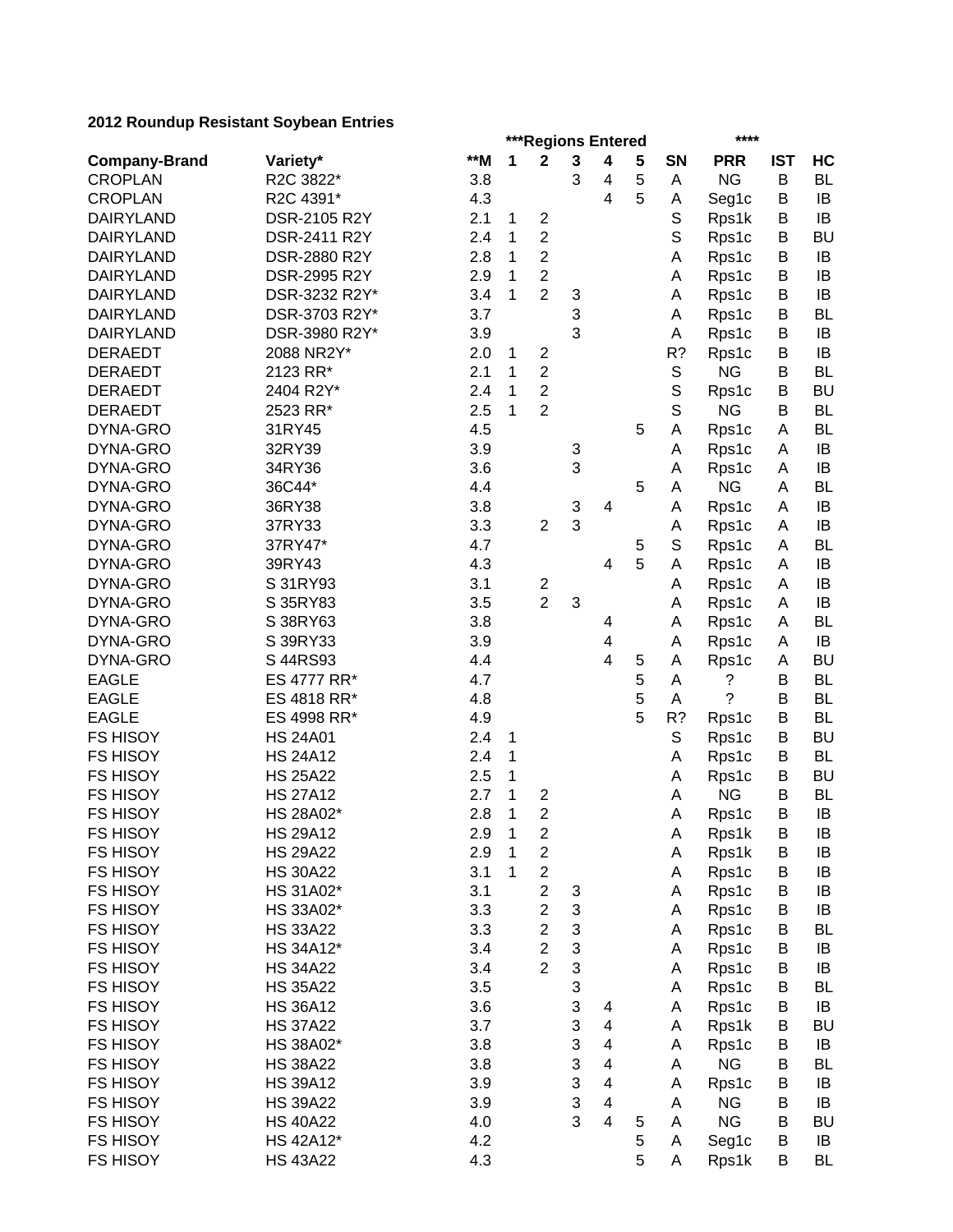**2012 Roundup Resistant Soybean Entries**

| | | | ***Regions Entered | | | | | | **** | | |
|---|---|---|---|---|---|---|---|---|---|---|---|
| **Company-Brand** | **Variety*** | **M | **1** | **2** | **3** | **4** | **5** | **SN** | **PRR** | **IST** | **HC** |
| CROPLAN | R2C 3822* | 3.8 | | | 3 | 4 | 5 | A | NG | B | BL |
| CROPLAN | R2C 4391* | 4.3 | | | | 4 | 5 | A | Seg1c | B | IB |
| DAIRYLAND | DSR-2105 R2Y | 2.1 | 1 | 2 | | | | S | Rps1k | B | IB |
| DAIRYLAND | DSR-2411 R2Y | 2.4 | 1 | 2 | | | | S | Rps1c | B | BU |
| DAIRYLAND | DSR-2880 R2Y | 2.8 | 1 | 2 | | | | A | Rps1c | B | IB |
| DAIRYLAND | DSR-2995 R2Y | 2.9 | 1 | 2 | | | | A | Rps1c | B | IB |
| DAIRYLAND | DSR-3232 R2Y* | 3.4 | 1 | 2 | 3 | | | A | Rps1c | B | IB |
| DAIRYLAND | DSR-3703 R2Y* | 3.7 | | | 3 | | | A | Rps1c | B | BL |
| DAIRYLAND | DSR-3980 R2Y* | 3.9 | | | 3 | | | A | Rps1c | B | IB |
| DERAEDT | 2088 NR2Y* | 2.0 | 1 | 2 | | | | R? | Rps1c | B | IB |
| DERAEDT | 2123 RR* | 2.1 | 1 | 2 | | | | S | NG | B | BL |
| DERAEDT | 2404 R2Y* | 2.4 | 1 | 2 | | | | S | Rps1c | B | BU |
| DERAEDT | 2523 RR* | 2.5 | 1 | 2 | | | | S | NG | B | BL |
| DYNA-GRO | 31RY45 | 4.5 | | | | | 5 | A | Rps1c | A | BL |
| DYNA-GRO | 32RY39 | 3.9 | | | 3 | | | A | Rps1c | A | IB |
| DYNA-GRO | 34RY36 | 3.6 | | | 3 | | | A | Rps1c | A | IB |
| DYNA-GRO | 36C44* | 4.4 | | | | | 5 | A | NG | A | BL |
| DYNA-GRO | 36RY38 | 3.8 | | | 3 | 4 | | A | Rps1c | A | IB |
| DYNA-GRO | 37RY33 | 3.3 | | 2 | 3 | | | A | Rps1c | A | IB |
| DYNA-GRO | 37RY47* | 4.7 | | | | | 5 | S | Rps1c | A | BL |
| DYNA-GRO | 39RY43 | 4.3 | | | | 4 | 5 | A | Rps1c | A | IB |
| DYNA-GRO | S 31RY93 | 3.1 | | 2 | | | | A | Rps1c | A | IB |
| DYNA-GRO | S 35RY83 | 3.5 | | 2 | 3 | | | A | Rps1c | A | IB |
| DYNA-GRO | S 38RY63 | 3.8 | | | | 4 | | A | Rps1c | A | BL |
| DYNA-GRO | S 39RY33 | 3.9 | | | | 4 | | A | Rps1c | A | IB |
| DYNA-GRO | S 44RS93 | 4.4 | | | | 4 | 5 | A | Rps1c | A | BU |
| EAGLE | ES 4777 RR* | 4.7 | | | | | 5 | A | ? | B | BL |
| EAGLE | ES 4818 RR* | 4.8 | | | | | 5 | A | ? | B | BL |
| EAGLE | ES 4998 RR* | 4.9 | | | | | 5 | R? | Rps1c | B | BL |
| FS HISOY | HS 24A01 | 2.4 | 1 | | | | | S | Rps1c | B | BU |
| FS HISOY | HS 24A12 | 2.4 | 1 | | | | | A | Rps1c | B | BL |
| FS HISOY | HS 25A22 | 2.5 | 1 | | | | | A | Rps1c | B | BU |
| FS HISOY | HS 27A12 | 2.7 | 1 | 2 | | | | A | NG | B | BL |
| FS HISOY | HS 28A02* | 2.8 | 1 | 2 | | | | A | Rps1c | B | IB |
| FS HISOY | HS 29A12 | 2.9 | 1 | 2 | | | | A | Rps1k | B | IB |
| FS HISOY | HS 29A22 | 2.9 | 1 | 2 | | | | A | Rps1k | B | IB |
| FS HISOY | HS 30A22 | 3.1 | 1 | 2 | | | | A | Rps1c | B | IB |
| FS HISOY | HS 31A02* | 3.1 | | 2 | 3 | | | A | Rps1c | B | IB |
| FS HISOY | HS 33A02* | 3.3 | | 2 | 3 | | | A | Rps1c | B | IB |
| FS HISOY | HS 33A22 | 3.3 | | 2 | 3 | | | A | Rps1c | B | BL |
| FS HISOY | HS 34A12* | 3.4 | | 2 | 3 | | | A | Rps1c | B | IB |
| FS HISOY | HS 34A22 | 3.4 | | 2 | 3 | | | A | Rps1c | B | IB |
| FS HISOY | HS 35A22 | 3.5 | | | 3 | | | A | Rps1c | B | BL |
| FS HISOY | HS 36A12 | 3.6 | | | 3 | 4 | | A | Rps1c | B | IB |
| FS HISOY | HS 37A22 | 3.7 | | | 3 | 4 | | A | Rps1k | B | BU |
| FS HISOY | HS 38A02* | 3.8 | | | 3 | 4 | | A | Rps1c | B | IB |
| FS HISOY | HS 38A22 | 3.8 | | | 3 | 4 | | A | NG | B | BL |
| FS HISOY | HS 39A12 | 3.9 | | | 3 | 4 | | A | Rps1c | B | IB |
| FS HISOY | HS 39A22 | 3.9 | | | 3 | 4 | | A | NG | B | IB |
| FS HISOY | HS 40A22 | 4.0 | | | 3 | 4 | 5 | A | NG | B | BU |
| FS HISOY | HS 42A12* | 4.2 | | | | | 5 | A | Seg1c | B | IB |
| FS HISOY | HS 43A22 | 4.3 | | | | | 5 | A | Rps1k | B | BL |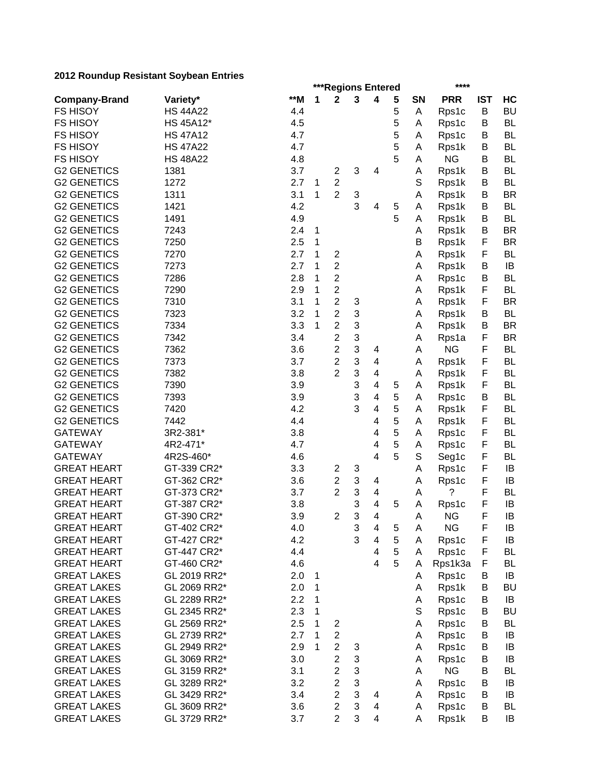**2012 Roundup Resistant Soybean Entries**

| Company-Brand | Variety* | **M | ***Regions Entered 1 | 2 | 3 | 4 | 5 | SN | **** PRR | IST | HC |
|---|---|---|---|---|---|---|---|---|---|---|---|
| FS HISOY | HS 44A22 | 4.4 | | | | | 5 | A | Rps1c | B | BU |
| FS HISOY | HS 45A12* | 4.5 | | | | | 5 | A | Rps1c | B | BL |
| FS HISOY | HS 47A12 | 4.7 | | | | | 5 | A | Rps1c | B | BL |
| FS HISOY | HS 47A22 | 4.7 | | | | | 5 | A | Rps1k | B | BL |
| FS HISOY | HS 48A22 | 4.8 | | | | | 5 | A | NG | B | BL |
| G2 GENETICS | 1381 | 3.7 | | 2 | 3 | 4 | | A | Rps1k | B | BL |
| G2 GENETICS | 1272 | 2.7 | 1 | 2 | | | | S | Rps1k | B | BL |
| G2 GENETICS | 1311 | 3.1 | 1 | 2 | 3 | | | A | Rps1k | B | BR |
| G2 GENETICS | 1421 | 4.2 | | | 3 | 4 | 5 | A | Rps1k | B | BL |
| G2 GENETICS | 1491 | 4.9 | | | | | 5 | A | Rps1k | B | BL |
| G2 GENETICS | 7243 | 2.4 | 1 | | | | | A | Rps1k | B | BR |
| G2 GENETICS | 7250 | 2.5 | 1 | | | | | B | Rps1k | F | BR |
| G2 GENETICS | 7270 | 2.7 | 1 | 2 | | | | A | Rps1k | F | BL |
| G2 GENETICS | 7273 | 2.7 | 1 | 2 | | | | A | Rps1k | B | IB |
| G2 GENETICS | 7286 | 2.8 | 1 | 2 | | | | A | Rps1c | B | BL |
| G2 GENETICS | 7290 | 2.9 | 1 | 2 | | | | A | Rps1k | F | BL |
| G2 GENETICS | 7310 | 3.1 | 1 | 2 | 3 | | | A | Rps1k | F | BR |
| G2 GENETICS | 7323 | 3.2 | 1 | 2 | 3 | | | A | Rps1k | B | BL |
| G2 GENETICS | 7334 | 3.3 | 1 | 2 | 3 | | | A | Rps1k | B | BR |
| G2 GENETICS | 7342 | 3.4 | | 2 | 3 | | | A | Rps1a | F | BR |
| G2 GENETICS | 7362 | 3.6 | | 2 | 3 | 4 | | A | NG | F | BL |
| G2 GENETICS | 7373 | 3.7 | | 2 | 3 | 4 | | A | Rps1k | F | BL |
| G2 GENETICS | 7382 | 3.8 | | 2 | 3 | 4 | | A | Rps1k | F | BL |
| G2 GENETICS | 7390 | 3.9 | | | 3 | 4 | 5 | A | Rps1k | F | BL |
| G2 GENETICS | 7393 | 3.9 | | | 3 | 4 | 5 | A | Rps1c | B | BL |
| G2 GENETICS | 7420 | 4.2 | | | 3 | 4 | 5 | A | Rps1k | F | BL |
| G2 GENETICS | 7442 | 4.4 | | | | 4 | 5 | A | Rps1k | F | BL |
| GATEWAY | 3R2-381* | 3.8 | | | | 4 | 5 | A | Rps1c | F | BL |
| GATEWAY | 4R2-471* | 4.7 | | | | 4 | 5 | A | Rps1c | F | BL |
| GATEWAY | 4R2S-460* | 4.6 | | | | 4 | 5 | S | Seg1c | F | BL |
| GREAT HEART | GT-339 CR2* | 3.3 | | 2 | 3 | | | A | Rps1c | F | IB |
| GREAT HEART | GT-362 CR2* | 3.6 | | 2 | 3 | 4 | | A | Rps1c | F | IB |
| GREAT HEART | GT-373 CR2* | 3.7 | | 2 | 3 | 4 | | A | ? | F | BL |
| GREAT HEART | GT-387 CR2* | 3.8 | | | 3 | 4 | 5 | A | Rps1c | F | IB |
| GREAT HEART | GT-390 CR2* | 3.9 | | 2 | 3 | 4 | | A | NG | F | IB |
| GREAT HEART | GT-402 CR2* | 4.0 | | | 3 | 4 | 5 | A | NG | F | IB |
| GREAT HEART | GT-427 CR2* | 4.2 | | | 3 | 4 | 5 | A | Rps1c | F | IB |
| GREAT HEART | GT-447 CR2* | 4.4 | | | | 4 | 5 | A | Rps1c | F | BL |
| GREAT HEART | GT-460 CR2* | 4.6 | | | | 4 | 5 | A | Rps1k3a | F | BL |
| GREAT LAKES | GL 2019 RR2* | 2.0 | 1 | | | | | A | Rps1c | B | IB |
| GREAT LAKES | GL 2069 RR2* | 2.0 | 1 | | | | | A | Rps1k | B | BU |
| GREAT LAKES | GL 2289 RR2* | 2.2 | 1 | | | | | A | Rps1c | B | IB |
| GREAT LAKES | GL 2345 RR2* | 2.3 | 1 | | | | | S | Rps1c | B | BU |
| GREAT LAKES | GL 2569 RR2* | 2.5 | 1 | 2 | | | | A | Rps1c | B | BL |
| GREAT LAKES | GL 2739 RR2* | 2.7 | 1 | 2 | | | | A | Rps1c | B | IB |
| GREAT LAKES | GL 2949 RR2* | 2.9 | 1 | 2 | 3 | | | A | Rps1c | B | IB |
| GREAT LAKES | GL 3069 RR2* | 3.0 | | 2 | 3 | | | A | Rps1c | B | IB |
| GREAT LAKES | GL 3159 RR2* | 3.1 | | 2 | 3 | | | A | NG | B | BL |
| GREAT LAKES | GL 3289 RR2* | 3.2 | | 2 | 3 | | | A | Rps1c | B | IB |
| GREAT LAKES | GL 3429 RR2* | 3.4 | | 2 | 3 | 4 | | A | Rps1c | B | IB |
| GREAT LAKES | GL 3609 RR2* | 3.6 | | 2 | 3 | 4 | | A | Rps1c | B | BL |
| GREAT LAKES | GL 3729 RR2* | 3.7 | | 2 | 3 | 4 | | A | Rps1k | B | IB |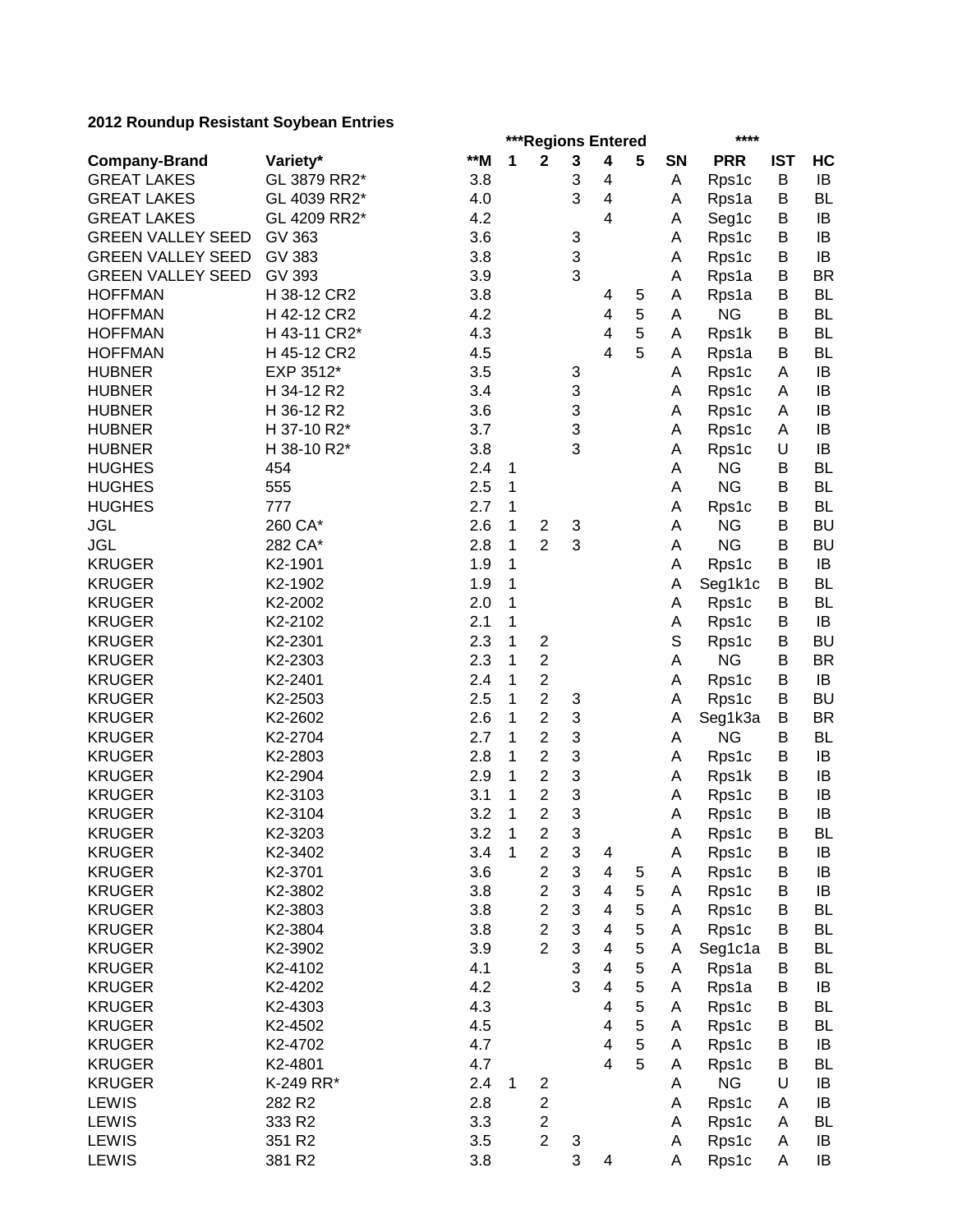**2012 Roundup Resistant Soybean Entries**

| | | | ***Regions Entered | | | | | | **** | | |
|---|---|---|---|---|---|---|---|---|---|---|---|
| **Company-Brand** | **Variety*** | **\*\*M** | **1** | **2** | **3** | **4** | **5** | **SN** | **PRR** | **IST** | **HC** |
| GREAT LAKES | GL 3879 RR2* | 3.8 | | | 3 | 4 | | A | Rps1c | B | IB |
| GREAT LAKES | GL 4039 RR2* | 4.0 | | | 3 | 4 | | A | Rps1a | B | BL |
| GREAT LAKES | GL 4209 RR2* | 4.2 | | | | 4 | | A | Seg1c | B | IB |
| GREEN VALLEY SEED | GV 363 | 3.6 | | | 3 | | | A | Rps1c | B | IB |
| GREEN VALLEY SEED | GV 383 | 3.8 | | | 3 | | | A | Rps1c | B | IB |
| GREEN VALLEY SEED | GV 393 | 3.9 | | | 3 | | | A | Rps1a | B | BR |
| HOFFMAN | H 38-12 CR2 | 3.8 | | | | 4 | 5 | A | Rps1a | B | BL |
| HOFFMAN | H 42-12 CR2 | 4.2 | | | | 4 | 5 | A | NG | B | BL |
| HOFFMAN | H 43-11 CR2* | 4.3 | | | | 4 | 5 | A | Rps1k | B | BL |
| HOFFMAN | H 45-12 CR2 | 4.5 | | | | 4 | 5 | A | Rps1a | B | BL |
| HUBNER | EXP 3512* | 3.5 | | | 3 | | | A | Rps1c | A | IB |
| HUBNER | H 34-12 R2 | 3.4 | | | 3 | | | A | Rps1c | A | IB |
| HUBNER | H 36-12 R2 | 3.6 | | | 3 | | | A | Rps1c | A | IB |
| HUBNER | H 37-10 R2* | 3.7 | | | 3 | | | A | Rps1c | A | IB |
| HUBNER | H 38-10 R2* | 3.8 | | | 3 | | | A | Rps1c | U | IB |
| HUGHES | 454 | 2.4 | 1 | | | | | A | NG | B | BL |
| HUGHES | 555 | 2.5 | 1 | | | | | A | NG | B | BL |
| HUGHES | 777 | 2.7 | 1 | | | | | A | Rps1c | B | BL |
| JGL | 260 CA* | 2.6 | 1 | 2 | 3 | | | A | NG | B | BU |
| JGL | 282 CA* | 2.8 | 1 | 2 | 3 | | | A | NG | B | BU |
| KRUGER | K2-1901 | 1.9 | 1 | | | | | A | Rps1c | B | IB |
| KRUGER | K2-1902 | 1.9 | 1 | | | | | A | Seg1k1c | B | BL |
| KRUGER | K2-2002 | 2.0 | 1 | | | | | A | Rps1c | B | BL |
| KRUGER | K2-2102 | 2.1 | 1 | | | | | A | Rps1c | B | IB |
| KRUGER | K2-2301 | 2.3 | 1 | 2 | | | | S | Rps1c | B | BU |
| KRUGER | K2-2303 | 2.3 | 1 | 2 | | | | A | NG | B | BR |
| KRUGER | K2-2401 | 2.4 | 1 | 2 | | | | A | Rps1c | B | IB |
| KRUGER | K2-2503 | 2.5 | 1 | 2 | 3 | | | A | Rps1c | B | BU |
| KRUGER | K2-2602 | 2.6 | 1 | 2 | 3 | | | A | Seg1k3a | B | BR |
| KRUGER | K2-2704 | 2.7 | 1 | 2 | 3 | | | A | NG | B | BL |
| KRUGER | K2-2803 | 2.8 | 1 | 2 | 3 | | | A | Rps1c | B | IB |
| KRUGER | K2-2904 | 2.9 | 1 | 2 | 3 | | | A | Rps1k | B | IB |
| KRUGER | K2-3103 | 3.1 | 1 | 2 | 3 | | | A | Rps1c | B | IB |
| KRUGER | K2-3104 | 3.2 | 1 | 2 | 3 | | | A | Rps1c | B | IB |
| KRUGER | K2-3203 | 3.2 | 1 | 2 | 3 | | | A | Rps1c | B | BL |
| KRUGER | K2-3402 | 3.4 | 1 | 2 | 3 | 4 | | A | Rps1c | B | IB |
| KRUGER | K2-3701 | 3.6 | | 2 | 3 | 4 | 5 | A | Rps1c | B | IB |
| KRUGER | K2-3802 | 3.8 | | 2 | 3 | 4 | 5 | A | Rps1c | B | IB |
| KRUGER | K2-3803 | 3.8 | | 2 | 3 | 4 | 5 | A | Rps1c | B | BL |
| KRUGER | K2-3804 | 3.8 | | 2 | 3 | 4 | 5 | A | Rps1c | B | BL |
| KRUGER | K2-3902 | 3.9 | | 2 | 3 | 4 | 5 | A | Seg1c1a | B | BL |
| KRUGER | K2-4102 | 4.1 | | | 3 | 4 | 5 | A | Rps1a | B | BL |
| KRUGER | K2-4202 | 4.2 | | | 3 | 4 | 5 | A | Rps1a | B | IB |
| KRUGER | K2-4303 | 4.3 | | | | 4 | 5 | A | Rps1c | B | BL |
| KRUGER | K2-4502 | 4.5 | | | | 4 | 5 | A | Rps1c | B | BL |
| KRUGER | K2-4702 | 4.7 | | | | 4 | 5 | A | Rps1c | B | IB |
| KRUGER | K2-4801 | 4.7 | | | | 4 | 5 | A | Rps1c | B | BL |
| KRUGER | K-249 RR* | 2.4 | 1 | 2 | | | | A | NG | U | IB |
| LEWIS | 282 R2 | 2.8 | | 2 | | | | A | Rps1c | A | IB |
| LEWIS | 333 R2 | 3.3 | | 2 | | | | A | Rps1c | A | BL |
| LEWIS | 351 R2 | 3.5 | | 2 | 3 | | | A | Rps1c | A | IB |
| LEWIS | 381 R2 | 3.8 | | | 3 | 4 | | A | Rps1c | A | IB |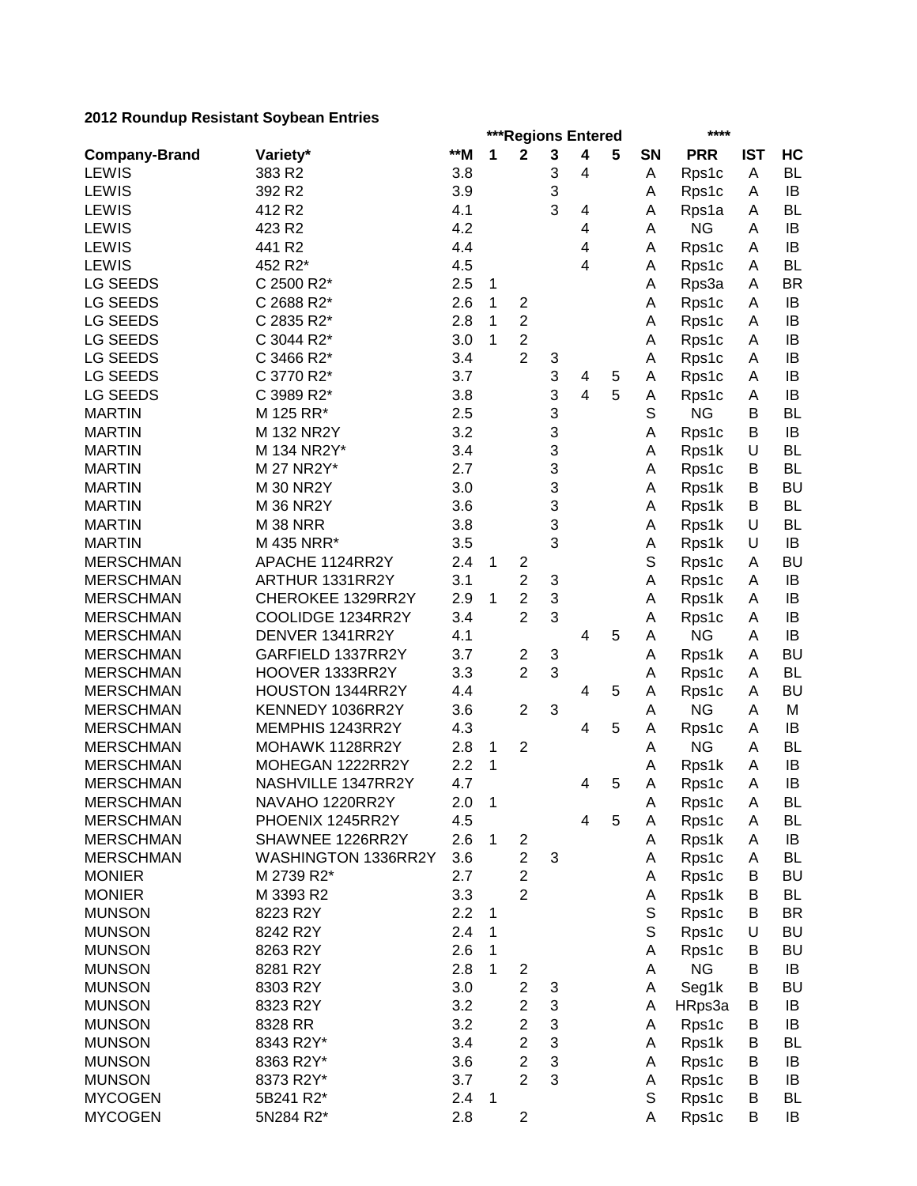**2012 Roundup Resistant Soybean Entries**

| | | | ***Regions Entered | | | | | | **** | | |
|---|---|---|---|---|---|---|---|---|---|---|---|
| **Company-Brand** | **Variety*** | **M | **1** | **2** | **3** | **4** | **5** | **SN** | **PRR** | **IST** | **HC** |
| LEWIS | 383 R2 | 3.8 | | | 3 | 4 | | A | Rps1c | A | BL |
| LEWIS | 392 R2 | 3.9 | | | 3 | | | A | Rps1c | A | IB |
| LEWIS | 412 R2 | 4.1 | | | 3 | 4 | | A | Rps1a | A | BL |
| LEWIS | 423 R2 | 4.2 | | | | 4 | | A | NG | A | IB |
| LEWIS | 441 R2 | 4.4 | | | | 4 | | A | Rps1c | A | IB |
| LEWIS | 452 R2* | 4.5 | | | | 4 | | A | Rps1c | A | BL |
| LG SEEDS | C 2500 R2* | 2.5 | 1 | | | | | A | Rps3a | A | BR |
| LG SEEDS | C 2688 R2* | 2.6 | 1 | 2 | | | | A | Rps1c | A | IB |
| LG SEEDS | C 2835 R2* | 2.8 | 1 | 2 | | | | A | Rps1c | A | IB |
| LG SEEDS | C 3044 R2* | 3.0 | 1 | 2 | | | | A | Rps1c | A | IB |
| LG SEEDS | C 3466 R2* | 3.4 | | 2 | 3 | | | A | Rps1c | A | IB |
| LG SEEDS | C 3770 R2* | 3.7 | | | 3 | 4 | 5 | A | Rps1c | A | IB |
| LG SEEDS | C 3989 R2* | 3.8 | | | 3 | 4 | 5 | A | Rps1c | A | IB |
| MARTIN | M 125 RR* | 2.5 | | | 3 | | | S | NG | B | BL |
| MARTIN | M 132 NR2Y | 3.2 | | | 3 | | | A | Rps1c | B | IB |
| MARTIN | M 134 NR2Y* | 3.4 | | | 3 | | | A | Rps1k | U | BL |
| MARTIN | M 27 NR2Y* | 2.7 | | | 3 | | | A | Rps1c | B | BL |
| MARTIN | M 30 NR2Y | 3.0 | | | 3 | | | A | Rps1k | B | BU |
| MARTIN | M 36 NR2Y | 3.6 | | | 3 | | | A | Rps1k | B | BL |
| MARTIN | M 38 NRR | 3.8 | | | 3 | | | A | Rps1k | U | BL |
| MARTIN | M 435 NRR* | 3.5 | | | 3 | | | A | Rps1k | U | IB |
| MERSCHMAN | APACHE 1124RR2Y | 2.4 | 1 | 2 | | | | S | Rps1c | A | BU |
| MERSCHMAN | ARTHUR 1331RR2Y | 3.1 | | 2 | 3 | | | A | Rps1c | A | IB |
| MERSCHMAN | CHEROKEE 1329RR2Y | 2.9 | 1 | 2 | 3 | | | A | Rps1k | A | IB |
| MERSCHMAN | COOLIDGE 1234RR2Y | 3.4 | | 2 | 3 | | | A | Rps1c | A | IB |
| MERSCHMAN | DENVER 1341RR2Y | 4.1 | | | | 4 | 5 | A | NG | A | IB |
| MERSCHMAN | GARFIELD 1337RR2Y | 3.7 | | 2 | 3 | | | A | Rps1k | A | BU |
| MERSCHMAN | HOOVER 1333RR2Y | 3.3 | | 2 | 3 | | | A | Rps1c | A | BL |
| MERSCHMAN | HOUSTON 1344RR2Y | 4.4 | | | | 4 | 5 | A | Rps1c | A | BU |
| MERSCHMAN | KENNEDY 1036RR2Y | 3.6 | | 2 | 3 | | | A | NG | A | M |
| MERSCHMAN | MEMPHIS 1243RR2Y | 4.3 | | | | 4 | 5 | A | Rps1c | A | IB |
| MERSCHMAN | MOHAWK 1128RR2Y | 2.8 | 1 | 2 | | | | A | NG | A | BL |
| MERSCHMAN | MOHEGAN 1222RR2Y | 2.2 | 1 | | | | | A | Rps1k | A | IB |
| MERSCHMAN | NASHVILLE 1347RR2Y | 4.7 | | | | 4 | 5 | A | Rps1c | A | IB |
| MERSCHMAN | NAVAHO 1220RR2Y | 2.0 | 1 | | | | | A | Rps1c | A | BL |
| MERSCHMAN | PHOENIX 1245RR2Y | 4.5 | | | | 4 | 5 | A | Rps1c | A | BL |
| MERSCHMAN | SHAWNEE 1226RR2Y | 2.6 | 1 | 2 | | | | A | Rps1k | A | IB |
| MERSCHMAN | WASHINGTON 1336RR2Y | 3.6 | | 2 | 3 | | | A | Rps1c | A | BL |
| MONIER | M 2739 R2* | 2.7 | | 2 | | | | A | Rps1c | B | BU |
| MONIER | M 3393 R2 | 3.3 | | 2 | | | | A | Rps1k | B | BL |
| MUNSON | 8223 R2Y | 2.2 | 1 | | | | | S | Rps1c | B | BR |
| MUNSON | 8242 R2Y | 2.4 | 1 | | | | | S | Rps1c | U | BU |
| MUNSON | 8263 R2Y | 2.6 | 1 | | | | | A | Rps1c | B | BU |
| MUNSON | 8281 R2Y | 2.8 | 1 | 2 | | | | A | NG | B | IB |
| MUNSON | 8303 R2Y | 3.0 | | 2 | 3 | | | A | Seg1k | B | BU |
| MUNSON | 8323 R2Y | 3.2 | | 2 | 3 | | | A | HRps3a | B | IB |
| MUNSON | 8328 RR | 3.2 | | 2 | 3 | | | A | Rps1c | B | IB |
| MUNSON | 8343 R2Y* | 3.4 | | 2 | 3 | | | A | Rps1k | B | BL |
| MUNSON | 8363 R2Y* | 3.6 | | 2 | 3 | | | A | Rps1c | B | IB |
| MUNSON | 8373 R2Y* | 3.7 | | 2 | 3 | | | A | Rps1c | B | IB |
| MYCOGEN | 5B241 R2* | 2.4 | 1 | | | | | S | Rps1c | B | BL |
| MYCOGEN | 5N284 R2* | 2.8 | | 2 | | | | A | Rps1c | B | IB |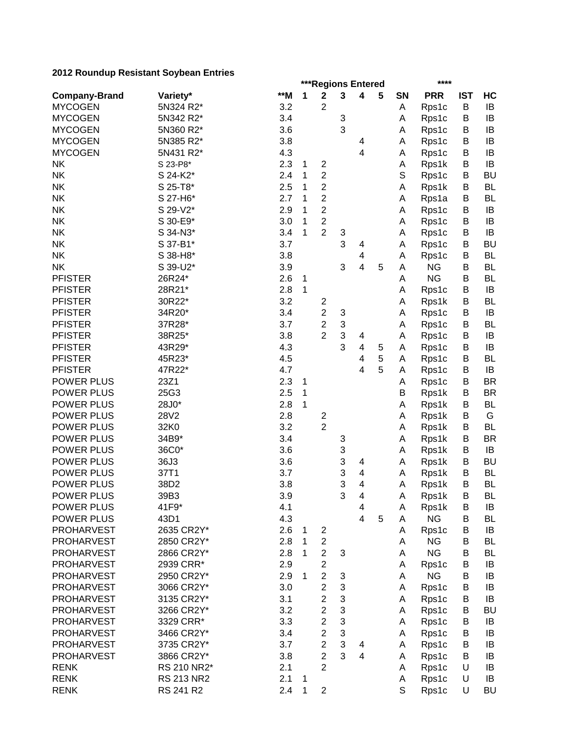**2012 Roundup Resistant Soybean Entries**

| | | | ***Regions Entered | | | | | | **** | | |
|---|---|---|---|---|---|---|---|---|---|---|---|
| **Company-Brand** | **Variety*** | ****M** | **1** | **2** | **3** | **4** | **5** | **SN** | **PRR** | **IST** | **HC** |
| MYCOGEN | 5N324 R2* | 3.2 | | 2 | | | | A | Rps1c | B | IB |
| MYCOGEN | 5N342 R2* | 3.4 | | | 3 | | | A | Rps1c | B | IB |
| MYCOGEN | 5N360 R2* | 3.6 | | | 3 | | | A | Rps1c | B | IB |
| MYCOGEN | 5N385 R2* | 3.8 | | | | 4 | | A | Rps1c | B | IB |
| MYCOGEN | 5N431 R2* | 4.3 | | | | 4 | | A | Rps1c | B | IB |
| NK | S 23-P8* | 2.3 | 1 | 2 | | | | A | Rps1k | B | IB |
| NK | S 24-K2* | 2.4 | 1 | 2 | | | | S | Rps1c | B | BU |
| NK | S 25-T8* | 2.5 | 1 | 2 | | | | A | Rps1k | B | BL |
| NK | S 27-H6* | 2.7 | 1 | 2 | | | | A | Rps1a | B | BL |
| NK | S 29-V2* | 2.9 | 1 | 2 | | | | A | Rps1c | B | IB |
| NK | S 30-E9* | 3.0 | 1 | 2 | | | | A | Rps1c | B | IB |
| NK | S 34-N3* | 3.4 | 1 | 2 | 3 | | | A | Rps1c | B | IB |
| NK | S 37-B1* | 3.7 | | | 3 | 4 | | A | Rps1c | B | BU |
| NK | S 38-H8* | 3.8 | | | | 4 | | A | Rps1c | B | BL |
| NK | S 39-U2* | 3.9 | | | 3 | 4 | 5 | A | NG | B | BL |
| PFISTER | 26R24* | 2.6 | 1 | | | | | A | NG | B | BL |
| PFISTER | 28R21* | 2.8 | 1 | | | | | A | Rps1c | B | IB |
| PFISTER | 30R22* | 3.2 | | 2 | | | | A | Rps1k | B | BL |
| PFISTER | 34R20* | 3.4 | | 2 | 3 | | | A | Rps1c | B | IB |
| PFISTER | 37R28* | 3.7 | | 2 | 3 | | | A | Rps1c | B | BL |
| PFISTER | 38R25* | 3.8 | | 2 | 3 | 4 | | A | Rps1c | B | IB |
| PFISTER | 43R29* | 4.3 | | | 3 | 4 | 5 | A | Rps1c | B | IB |
| PFISTER | 45R23* | 4.5 | | | | 4 | 5 | A | Rps1c | B | BL |
| PFISTER | 47R22* | 4.7 | | | | 4 | 5 | A | Rps1c | B | IB |
| POWER PLUS | 23Z1 | 2.3 | 1 | | | | | A | Rps1c | B | BR |
| POWER PLUS | 25G3 | 2.5 | 1 | | | | | B | Rps1k | B | BR |
| POWER PLUS | 28J0* | 2.8 | 1 | | | | | A | Rps1k | B | BL |
| POWER PLUS | 28V2 | 2.8 | | 2 | | | | A | Rps1k | B | G |
| POWER PLUS | 32K0 | 3.2 | | 2 | | | | A | Rps1k | B | BL |
| POWER PLUS | 34B9* | 3.4 | | | 3 | | | A | Rps1k | B | BR |
| POWER PLUS | 36C0* | 3.6 | | | 3 | | | A | Rps1k | B | IB |
| POWER PLUS | 36J3 | 3.6 | | | 3 | 4 | | A | Rps1k | B | BU |
| POWER PLUS | 37T1 | 3.7 | | | 3 | 4 | | A | Rps1k | B | BL |
| POWER PLUS | 38D2 | 3.8 | | | 3 | 4 | | A | Rps1k | B | BL |
| POWER PLUS | 39B3 | 3.9 | | | 3 | 4 | | A | Rps1k | B | BL |
| POWER PLUS | 41F9* | 4.1 | | | | 4 | | A | Rps1k | B | IB |
| POWER PLUS | 43D1 | 4.3 | | | | 4 | 5 | A | NG | B | BL |
| PROHARVEST | 2635 CR2Y* | 2.6 | 1 | 2 | | | | A | Rps1c | B | IB |
| PROHARVEST | 2850 CR2Y* | 2.8 | 1 | 2 | | | | A | NG | B | BL |
| PROHARVEST | 2866 CR2Y* | 2.8 | 1 | 2 | 3 | | | A | NG | B | BL |
| PROHARVEST | 2939 CRR* | 2.9 | | 2 | | | | A | Rps1c | B | IB |
| PROHARVEST | 2950 CR2Y* | 2.9 | 1 | 2 | 3 | | | A | NG | B | IB |
| PROHARVEST | 3066 CR2Y* | 3.0 | | 2 | 3 | | | A | Rps1c | B | IB |
| PROHARVEST | 3135 CR2Y* | 3.1 | | 2 | 3 | | | A | Rps1c | B | IB |
| PROHARVEST | 3266 CR2Y* | 3.2 | | 2 | 3 | | | A | Rps1c | B | BU |
| PROHARVEST | 3329 CRR* | 3.3 | | 2 | 3 | | | A | Rps1c | B | IB |
| PROHARVEST | 3466 CR2Y* | 3.4 | | 2 | 3 | | | A | Rps1c | B | IB |
| PROHARVEST | 3735 CR2Y* | 3.7 | | 2 | 3 | 4 | | A | Rps1c | B | IB |
| PROHARVEST | 3866 CR2Y* | 3.8 | | 2 | 3 | 4 | | A | Rps1c | B | IB |
| RENK | RS 210 NR2* | 2.1 | | 2 | | | | A | Rps1c | U | IB |
| RENK | RS 213 NR2 | 2.1 | 1 | | | | | A | Rps1c | U | IB |
| RENK | RS 241 R2 | 2.4 | 1 | 2 | | | | S | Rps1c | U | BU |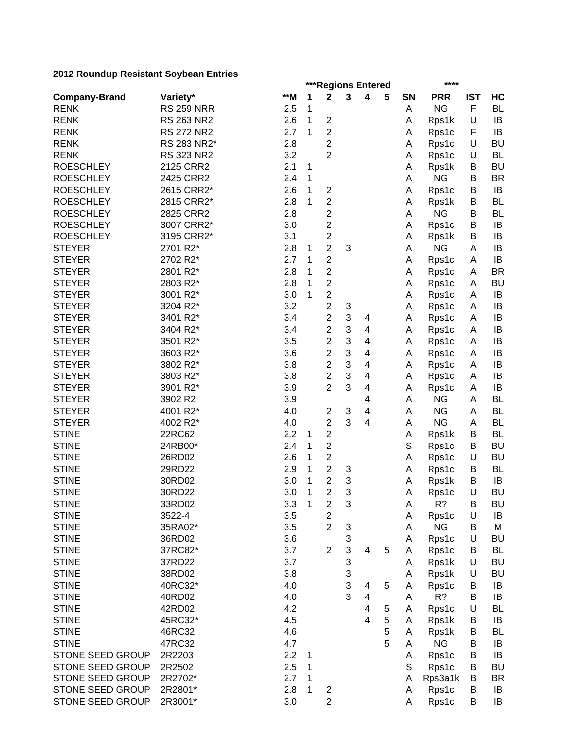**2012 Roundup Resistant Soybean Entries**

| | | | ***Regions Entered | | | | | | **** | | |
|---|---|---|---|---|---|---|---|---|---|---|---|
| **Company-Brand** | **Variety*** | **\*\*M** | **1** | **2** | **3** | **4** | **5** | **SN** | **PRR** | **IST** | **HC** |
| RENK | RS 259 NRR | 2.5 | 1 | | | | | A | NG | F | BL |
| RENK | RS 263 NR2 | 2.6 | 1 | 2 | | | | A | Rps1k | U | IB |
| RENK | RS 272 NR2 | 2.7 | 1 | 2 | | | | A | Rps1c | F | IB |
| RENK | RS 283 NR2* | 2.8 | | 2 | | | | A | Rps1c | U | BU |
| RENK | RS 323 NR2 | 3.2 | | 2 | | | | A | Rps1c | U | BL |
| ROESCHLEY | 2125 CRR2 | 2.1 | 1 | | | | | A | Rps1k | B | BU |
| ROESCHLEY | 2425 CRR2 | 2.4 | 1 | | | | | A | NG | B | BR |
| ROESCHLEY | 2615 CRR2* | 2.6 | 1 | 2 | | | | A | Rps1c | B | IB |
| ROESCHLEY | 2815 CRR2* | 2.8 | 1 | 2 | | | | A | Rps1k | B | BL |
| ROESCHLEY | 2825 CRR2 | 2.8 | | 2 | | | | A | NG | B | BL |
| ROESCHLEY | 3007 CRR2* | 3.0 | | 2 | | | | A | Rps1c | B | IB |
| ROESCHLEY | 3195 CRR2* | 3.1 | | 2 | | | | A | Rps1k | B | IB |
| STEYER | 2701 R2* | 2.8 | 1 | 2 | 3 | | | A | NG | A | IB |
| STEYER | 2702 R2* | 2.7 | 1 | 2 | | | | A | Rps1c | A | IB |
| STEYER | 2801 R2* | 2.8 | 1 | 2 | | | | A | Rps1c | A | BR |
| STEYER | 2803 R2* | 2.8 | 1 | 2 | | | | A | Rps1c | A | BU |
| STEYER | 3001 R2* | 3.0 | 1 | 2 | | | | A | Rps1c | A | IB |
| STEYER | 3204 R2* | 3.2 | | 2 | 3 | | | A | Rps1c | A | IB |
| STEYER | 3401 R2* | 3.4 | | 2 | 3 | 4 | | A | Rps1c | A | IB |
| STEYER | 3404 R2* | 3.4 | | 2 | 3 | 4 | | A | Rps1c | A | IB |
| STEYER | 3501 R2* | 3.5 | | 2 | 3 | 4 | | A | Rps1c | A | IB |
| STEYER | 3603 R2* | 3.6 | | 2 | 3 | 4 | | A | Rps1c | A | IB |
| STEYER | 3802 R2* | 3.8 | | 2 | 3 | 4 | | A | Rps1c | A | IB |
| STEYER | 3803 R2* | 3.8 | | 2 | 3 | 4 | | A | Rps1c | A | IB |
| STEYER | 3901 R2* | 3.9 | | 2 | 3 | 4 | | A | Rps1c | A | IB |
| STEYER | 3902 R2 | 3.9 | | | | 4 | | A | NG | A | BL |
| STEYER | 4001 R2* | 4.0 | | 2 | 3 | 4 | | A | NG | A | BL |
| STEYER | 4002 R2* | 4.0 | | 2 | 3 | 4 | | A | NG | A | BL |
| STINE | 22RC62 | 2.2 | 1 | 2 | | | | A | Rps1k | B | BL |
| STINE | 24RB00* | 2.4 | 1 | 2 | | | | S | Rps1c | B | BU |
| STINE | 26RD02 | 2.6 | 1 | 2 | | | | A | Rps1c | U | BU |
| STINE | 29RD22 | 2.9 | 1 | 2 | 3 | | | A | Rps1c | B | BL |
| STINE | 30RD02 | 3.0 | 1 | 2 | 3 | | | A | Rps1k | B | IB |
| STINE | 30RD22 | 3.0 | 1 | 2 | 3 | | | A | Rps1c | U | BU |
| STINE | 33RD02 | 3.3 | 1 | 2 | 3 | | | A | R? | B | BU |
| STINE | 3522-4 | 3.5 | | 2 | | | | A | Rps1c | U | IB |
| STINE | 35RA02* | 3.5 | | 2 | 3 | | | A | NG | B | M |
| STINE | 36RD02 | 3.6 | | | 3 | | | A | Rps1c | U | BU |
| STINE | 37RC82* | 3.7 | | 2 | 3 | 4 | 5 | A | Rps1c | B | BL |
| STINE | 37RD22 | 3.7 | | | 3 | | | A | Rps1k | U | BU |
| STINE | 38RD02 | 3.8 | | | 3 | | | A | Rps1k | U | BU |
| STINE | 40RC32* | 4.0 | | | 3 | 4 | 5 | A | Rps1c | B | IB |
| STINE | 40RD02 | 4.0 | | | 3 | 4 | | A | R? | B | IB |
| STINE | 42RD02 | 4.2 | | | | 4 | 5 | A | Rps1c | U | BL |
| STINE | 45RC32* | 4.5 | | | | 4 | 5 | A | Rps1k | B | IB |
| STINE | 46RC32 | 4.6 | | | | | 5 | A | Rps1k | B | BL |
| STINE | 47RC32 | 4.7 | | | | | 5 | A | NG | B | IB |
| STONE SEED GROUP | 2R2203 | 2.2 | 1 | | | | | A | Rps1c | B | IB |
| STONE SEED GROUP | 2R2502 | 2.5 | 1 | | | | | S | Rps1c | B | BU |
| STONE SEED GROUP | 2R2702* | 2.7 | 1 | | | | | A | Rps3a1k | B | BR |
| STONE SEED GROUP | 2R2801* | 2.8 | 1 | 2 | | | | A | Rps1c | B | IB |
| STONE SEED GROUP | 2R3001* | 3.0 | | 2 | | | | A | Rps1c | B | IB |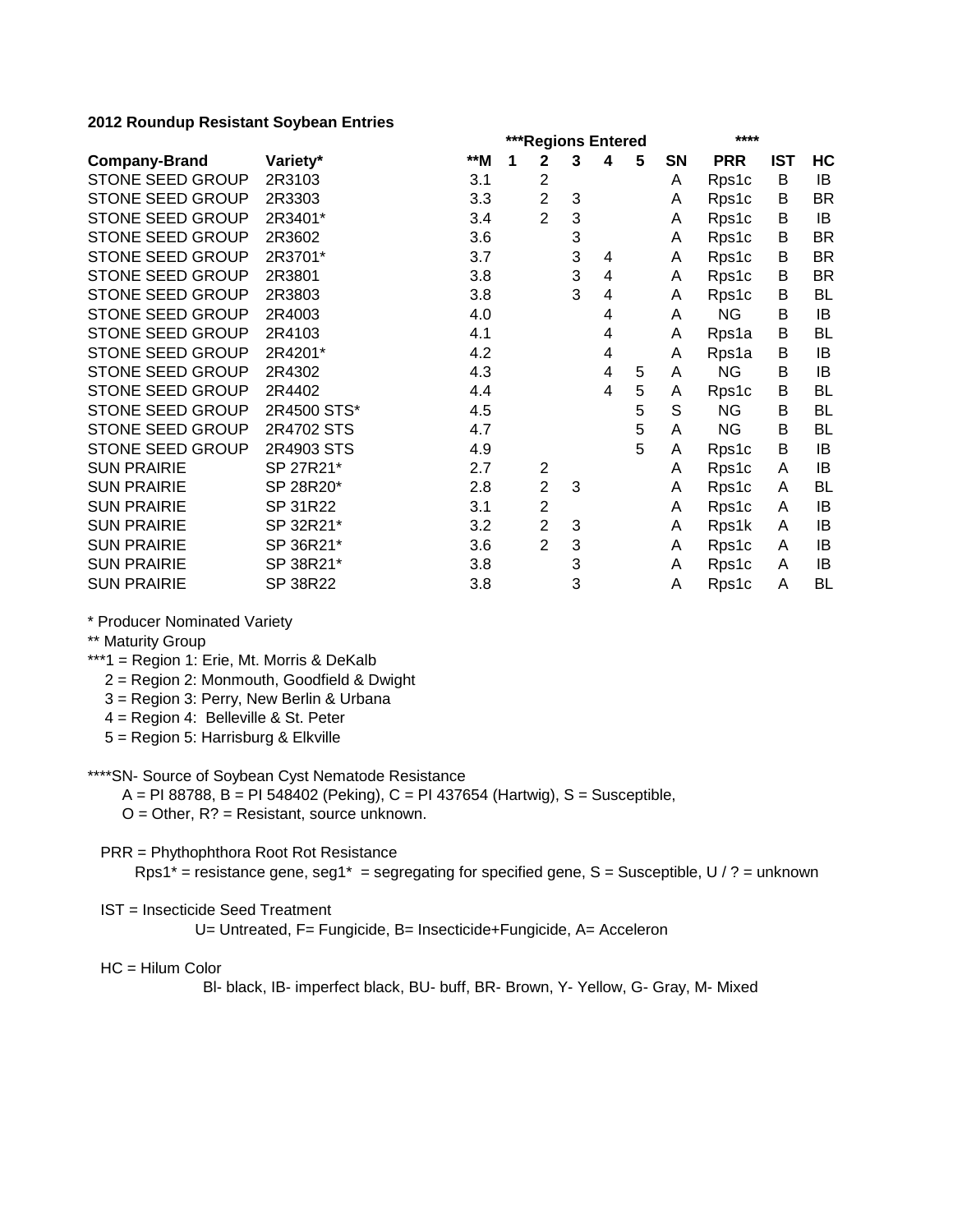**2012 Roundup Resistant Soybean Entries**

| | | | ***Regions Entered | | | | | | **** | | |
|---|---|---|---|---|---|---|---|---|---|---|---|
| **Company-Brand** | **Variety*** | ****M** | **1** | **2** | **3** | **4** | **5** | **SN** | **PRR** | **IST** | **HC** |
| STONE SEED GROUP | 2R3103 | 3.1 | | 2 | | | | A | Rps1c | B | IB |
| STONE SEED GROUP | 2R3303 | 3.3 | | 2 | 3 | | | A | Rps1c | B | BR |
| STONE SEED GROUP | 2R3401* | 3.4 | | 2 | 3 | | | A | Rps1c | B | IB |
| STONE SEED GROUP | 2R3602 | 3.6 | | | 3 | | | A | Rps1c | B | BR |
| STONE SEED GROUP | 2R3701* | 3.7 | | | 3 | 4 | | A | Rps1c | B | BR |
| STONE SEED GROUP | 2R3801 | 3.8 | | | 3 | 4 | | A | Rps1c | B | BR |
| STONE SEED GROUP | 2R3803 | 3.8 | | | 3 | 4 | | A | Rps1c | B | BL |
| STONE SEED GROUP | 2R4003 | 4.0 | | | | 4 | | A | NG | B | IB |
| STONE SEED GROUP | 2R4103 | 4.1 | | | | 4 | | A | Rps1a | B | BL |
| STONE SEED GROUP | 2R4201* | 4.2 | | | | 4 | | A | Rps1a | B | IB |
| STONE SEED GROUP | 2R4302 | 4.3 | | | | 4 | 5 | A | NG | B | IB |
| STONE SEED GROUP | 2R4402 | 4.4 | | | | 4 | 5 | A | Rps1c | B | BL |
| STONE SEED GROUP | 2R4500 STS* | 4.5 | | | | | 5 | S | NG | B | BL |
| STONE SEED GROUP | 2R4702 STS | 4.7 | | | | | 5 | A | NG | B | BL |
| STONE SEED GROUP | 2R4903 STS | 4.9 | | | | | 5 | A | Rps1c | B | IB |
| SUN PRAIRIE | SP 27R21* | 2.7 | | 2 | | | | A | Rps1c | A | IB |
| SUN PRAIRIE | SP 28R20* | 2.8 | | 2 | 3 | | | A | Rps1c | A | BL |
| SUN PRAIRIE | SP 31R22 | 3.1 | | 2 | | | | A | Rps1c | A | IB |
| SUN PRAIRIE | SP 32R21* | 3.2 | | 2 | 3 | | | A | Rps1k | A | IB |
| SUN PRAIRIE | SP 36R21* | 3.6 | | 2 | 3 | | | A | Rps1c | A | IB |
| SUN PRAIRIE | SP 38R21* | 3.8 | | | 3 | | | A | Rps1c | A | IB |
| SUN PRAIRIE | SP 38R22 | 3.8 | | | 3 | | | A | Rps1c | A | BL |

\* Producer Nominated Variety

** Maturity Group

***1 = Region 1: Erie, Mt. Morris & DeKalb
2 = Region 2: Monmouth, Goodfield & Dwight
3 = Region 3: Perry, New Berlin & Urbana
4 = Region 4: Belleville & St. Peter
5 = Region 5: Harrisburg & Elkville

****SN- Source of Soybean Cyst Nematode Resistance
A = PI 88788, B = PI 548402 (Peking), C = PI 437654 (Hartwig), S = Susceptible,
O = Other, R? = Resistant, source unknown.

PRR = Phythophthora Root Rot Resistance
Rps1* = resistance gene, seg1* = segregating for specified gene, S = Susceptible, U / ? = unknown

IST = Insecticide Seed Treatment
U= Untreated, F= Fungicide, B= Insecticide+Fungicide, A= Acceleron

HC = Hilum Color
Bl- black, IB- imperfect black, BU- buff, BR- Brown, Y- Yellow, G- Gray, M- Mixed